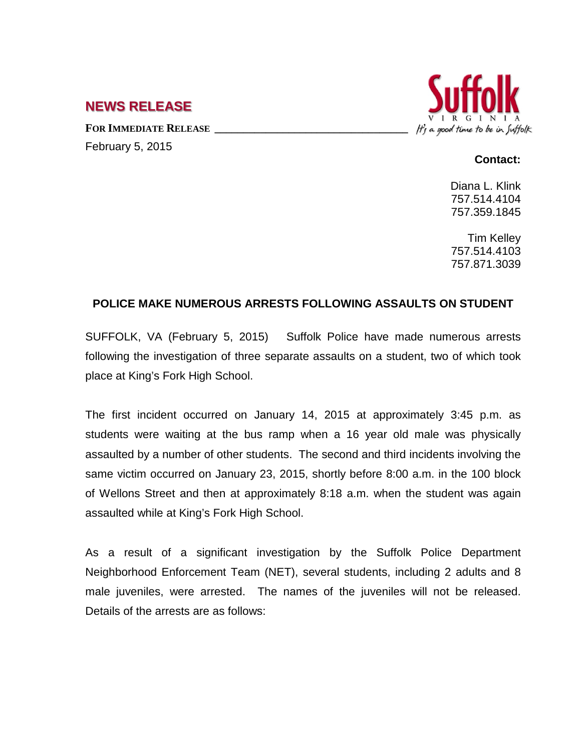## NEWS RELEASE

**FOR IMMEDIATE RELEASE**

February 5, 2015

**Contact:**

Diana L. Klink
757.514.4104
757.359.1845

Tim Kelley
757.514.4103
757.871.3039

### POLICE MAKE NUMEROUS ARRESTS FOLLOWING ASSAULTS ON STUDENT

SUFFOLK, VA (February 5, 2015) Suffolk Police have made numerous arrests following the investigation of three separate assaults on a student, two of which took place at King's Fork High School.

The first incident occurred on January 14, 2015 at approximately 3:45 p.m. as students were waiting at the bus ramp when a 16 year old male was physically assaulted by a number of other students. The second and third incidents involving the same victim occurred on January 23, 2015, shortly before 8:00 a.m. in the 100 block of Wellons Street and then at approximately 8:18 a.m. when the student was again assaulted while at King's Fork High School.

As a result of a significant investigation by the Suffolk Police Department Neighborhood Enforcement Team (NET), several students, including 2 adults and 8 male juveniles, were arrested. The names of the juveniles will not be released. Details of the arrests are as follows: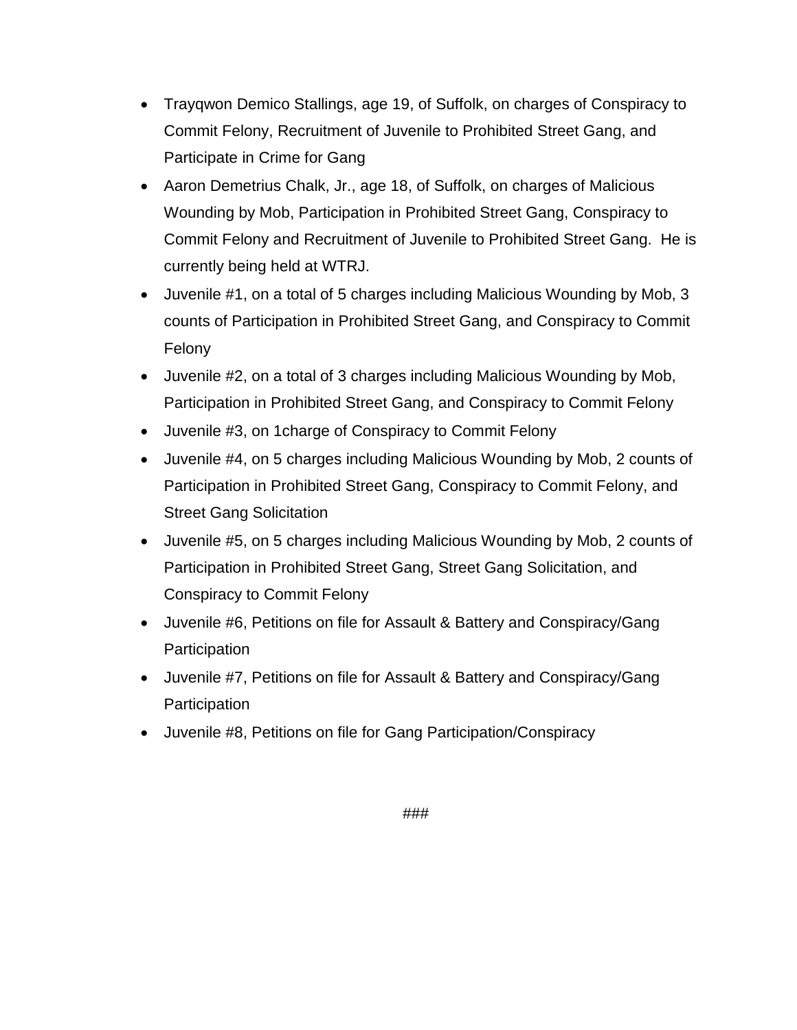- Trayqwon Demico Stallings, age 19, of Suffolk, on charges of Conspiracy to Commit Felony, Recruitment of Juvenile to Prohibited Street Gang, and Participate in Crime for Gang
- Aaron Demetrius Chalk, Jr., age 18, of Suffolk, on charges of Malicious Wounding by Mob, Participation in Prohibited Street Gang, Conspiracy to Commit Felony and Recruitment of Juvenile to Prohibited Street Gang. He is currently being held at WTRJ.
- Juvenile #1, on a total of 5 charges including Malicious Wounding by Mob, 3 counts of Participation in Prohibited Street Gang, and Conspiracy to Commit Felony
- Juvenile #2, on a total of 3 charges including Malicious Wounding by Mob, Participation in Prohibited Street Gang, and Conspiracy to Commit Felony
- Juvenile #3, on 1charge of Conspiracy to Commit Felony
- Juvenile #4, on 5 charges including Malicious Wounding by Mob, 2 counts of Participation in Prohibited Street Gang, Conspiracy to Commit Felony, and Street Gang Solicitation
- Juvenile #5, on 5 charges including Malicious Wounding by Mob, 2 counts of Participation in Prohibited Street Gang, Street Gang Solicitation, and Conspiracy to Commit Felony
- Juvenile #6, Petitions on file for Assault & Battery and Conspiracy/Gang Participation
- Juvenile #7, Petitions on file for Assault & Battery and Conspiracy/Gang Participation
- Juvenile #8, Petitions on file for Gang Participation/Conspiracy

###